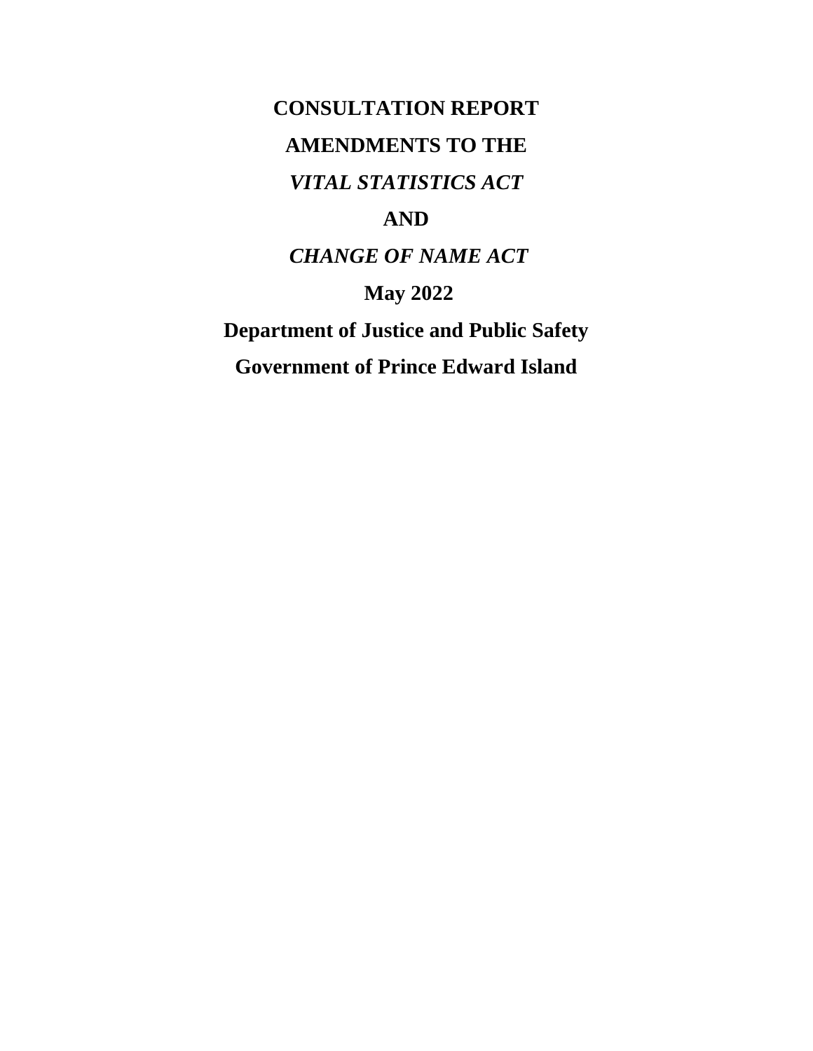# CONSULTATION REPORT

# AMENDMENTS TO THE

# *VITAL STATISTICS ACT*

# AND

# *CHANGE OF NAME ACT*

**May 2022**

**Department of Justice and Public Safety**

**Government of Prince Edward Island**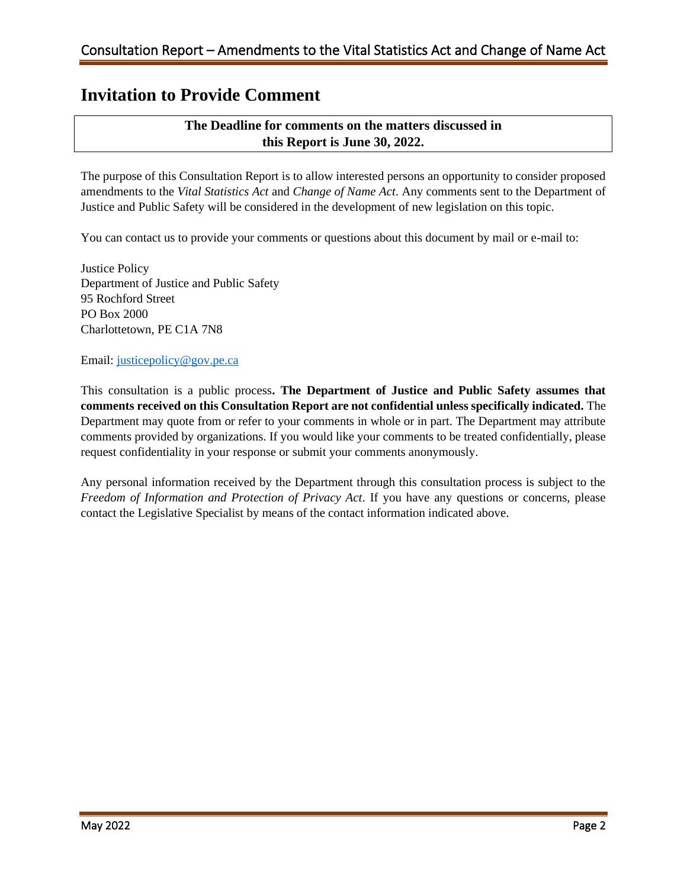# Invitation to Provide Comment

**The Deadline for comments on the matters discussed in this Report is June 30, 2022.**

The purpose of this Consultation Report is to allow interested persons an opportunity to consider proposed amendments to the *Vital Statistics Act* and *Change of Name Act*. Any comments sent to the Department of Justice and Public Safety will be considered in the development of new legislation on this topic.

You can contact us to provide your comments or questions about this document by mail or e-mail to:

Justice Policy
Department of Justice and Public Safety
95 Rochford Street
PO Box 2000
Charlottetown, PE C1A 7N8

Email: justicepolicy@gov.pe.ca

This consultation is a public process**. The Department of Justice and Public Safety assumes that comments received on this Consultation Report are not confidential unless specifically indicated.** The Department may quote from or refer to your comments in whole or in part. The Department may attribute comments provided by organizations. If you would like your comments to be treated confidentially, please request confidentiality in your response or submit your comments anonymously.

Any personal information received by the Department through this consultation process is subject to the *Freedom of Information and Protection of Privacy Act*. If you have any questions or concerns, please contact the Legislative Specialist by means of the contact information indicated above.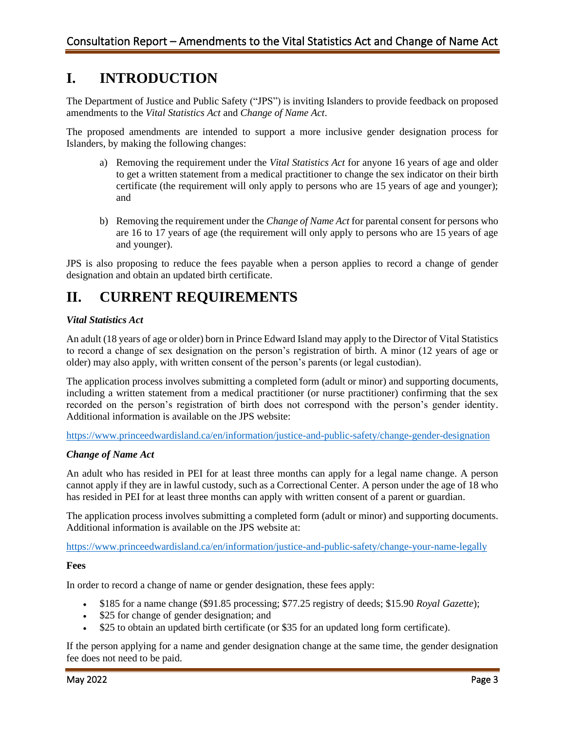# I. INTRODUCTION

The Department of Justice and Public Safety ("JPS") is inviting Islanders to provide feedback on proposed amendments to the *Vital Statistics Act* and *Change of Name Act*.

The proposed amendments are intended to support a more inclusive gender designation process for Islanders, by making the following changes:

a) Removing the requirement under the *Vital Statistics Act* for anyone 16 years of age and older to get a written statement from a medical practitioner to change the sex indicator on their birth certificate (the requirement will only apply to persons who are 15 years of age and younger); and

b) Removing the requirement under the *Change of Name Act* for parental consent for persons who are 16 to 17 years of age (the requirement will only apply to persons who are 15 years of age and younger).

JPS is also proposing to reduce the fees payable when a person applies to record a change of gender designation and obtain an updated birth certificate.

# II. CURRENT REQUIREMENTS

### *Vital Statistics Act*

An adult (18 years of age or older) born in Prince Edward Island may apply to the Director of Vital Statistics to record a change of sex designation on the person's registration of birth. A minor (12 years of age or older) may also apply, with written consent of the person's parents (or legal custodian).

The application process involves submitting a completed form (adult or minor) and supporting documents, including a written statement from a medical practitioner (or nurse practitioner) confirming that the sex recorded on the person's registration of birth does not correspond with the person's gender identity. Additional information is available on the JPS website:

https://www.princeedwardisland.ca/en/information/justice-and-public-safety/change-gender-designation

### *Change of Name Act*

An adult who has resided in PEI for at least three months can apply for a legal name change. A person cannot apply if they are in lawful custody, such as a Correctional Center. A person under the age of 18 who has resided in PEI for at least three months can apply with written consent of a parent or guardian.

The application process involves submitting a completed form (adult or minor) and supporting documents. Additional information is available on the JPS website at:

https://www.princeedwardisland.ca/en/information/justice-and-public-safety/change-your-name-legally

**Fees**

In order to record a change of name or gender designation, these fees apply:

- $185 for a name change ($91.85 processing; $77.25 registry of deeds; $15.90 *Royal Gazette*);
- $25 for change of gender designation; and
- $25 to obtain an updated birth certificate (or $35 for an updated long form certificate).

If the person applying for a name and gender designation change at the same time, the gender designation fee does not need to be paid.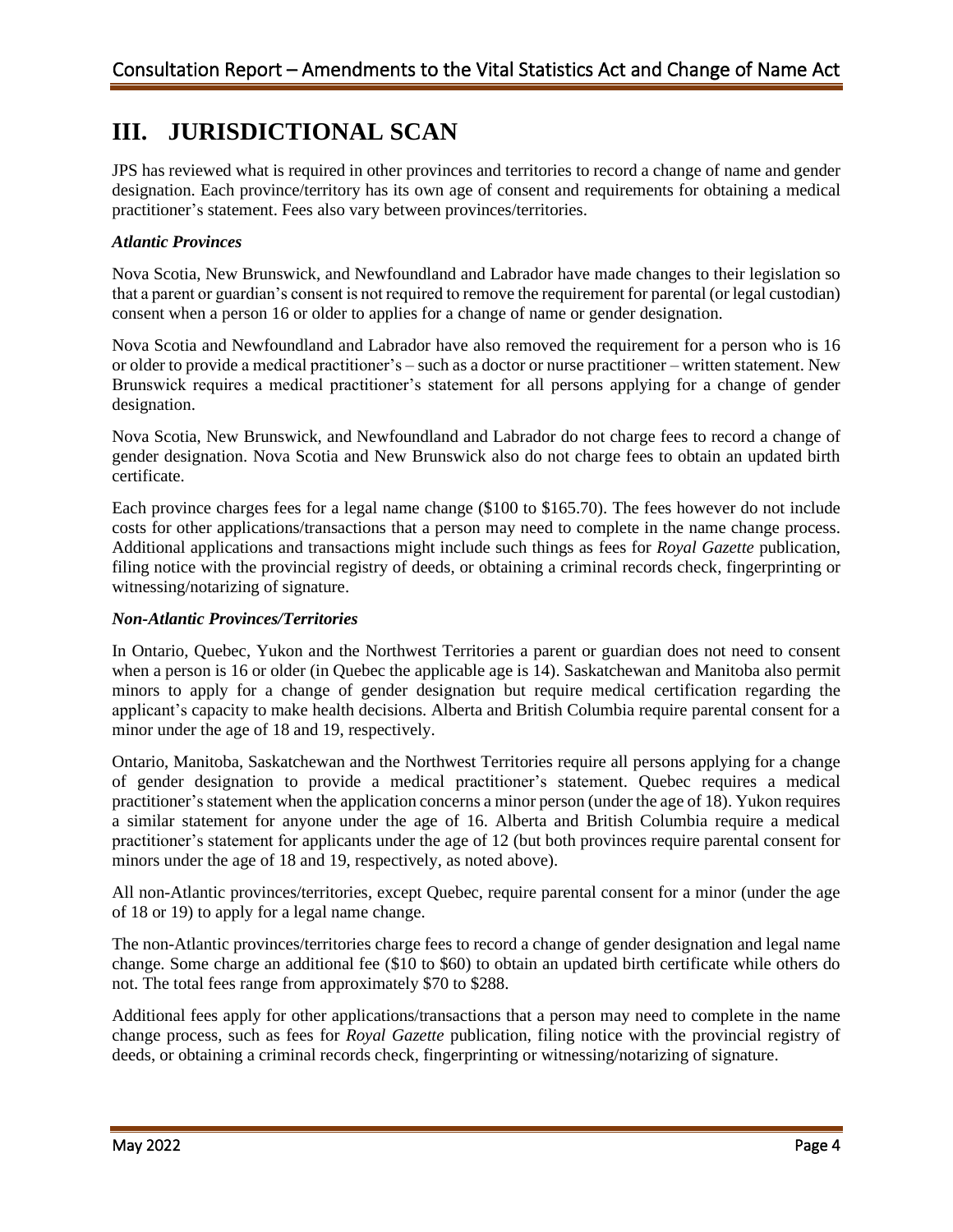# III. JURISDICTIONAL SCAN

JPS has reviewed what is required in other provinces and territories to record a change of name and gender designation. Each province/territory has its own age of consent and requirements for obtaining a medical practitioner's statement. Fees also vary between provinces/territories.

### *Atlantic Provinces*

Nova Scotia, New Brunswick, and Newfoundland and Labrador have made changes to their legislation so that a parent or guardian's consent is not required to remove the requirement for parental (or legal custodian) consent when a person 16 or older to applies for a change of name or gender designation.

Nova Scotia and Newfoundland and Labrador have also removed the requirement for a person who is 16 or older to provide a medical practitioner's – such as a doctor or nurse practitioner – written statement. New Brunswick requires a medical practitioner's statement for all persons applying for a change of gender designation.

Nova Scotia, New Brunswick, and Newfoundland and Labrador do not charge fees to record a change of gender designation. Nova Scotia and New Brunswick also do not charge fees to obtain an updated birth certificate.

Each province charges fees for a legal name change ($100 to $165.70). The fees however do not include costs for other applications/transactions that a person may need to complete in the name change process. Additional applications and transactions might include such things as fees for *Royal Gazette* publication, filing notice with the provincial registry of deeds, or obtaining a criminal records check, fingerprinting or witnessing/notarizing of signature.

### *Non-Atlantic Provinces/Territories*

In Ontario, Quebec, Yukon and the Northwest Territories a parent or guardian does not need to consent when a person is 16 or older (in Quebec the applicable age is 14). Saskatchewan and Manitoba also permit minors to apply for a change of gender designation but require medical certification regarding the applicant's capacity to make health decisions. Alberta and British Columbia require parental consent for a minor under the age of 18 and 19, respectively.

Ontario, Manitoba, Saskatchewan and the Northwest Territories require all persons applying for a change of gender designation to provide a medical practitioner's statement. Quebec requires a medical practitioner's statement when the application concerns a minor person (under the age of 18). Yukon requires a similar statement for anyone under the age of 16. Alberta and British Columbia require a medical practitioner's statement for applicants under the age of 12 (but both provinces require parental consent for minors under the age of 18 and 19, respectively, as noted above).

All non-Atlantic provinces/territories, except Quebec, require parental consent for a minor (under the age of 18 or 19) to apply for a legal name change.

The non-Atlantic provinces/territories charge fees to record a change of gender designation and legal name change. Some charge an additional fee ($10 to $60) to obtain an updated birth certificate while others do not. The total fees range from approximately $70 to $288.

Additional fees apply for other applications/transactions that a person may need to complete in the name change process, such as fees for *Royal Gazette* publication, filing notice with the provincial registry of deeds, or obtaining a criminal records check, fingerprinting or witnessing/notarizing of signature.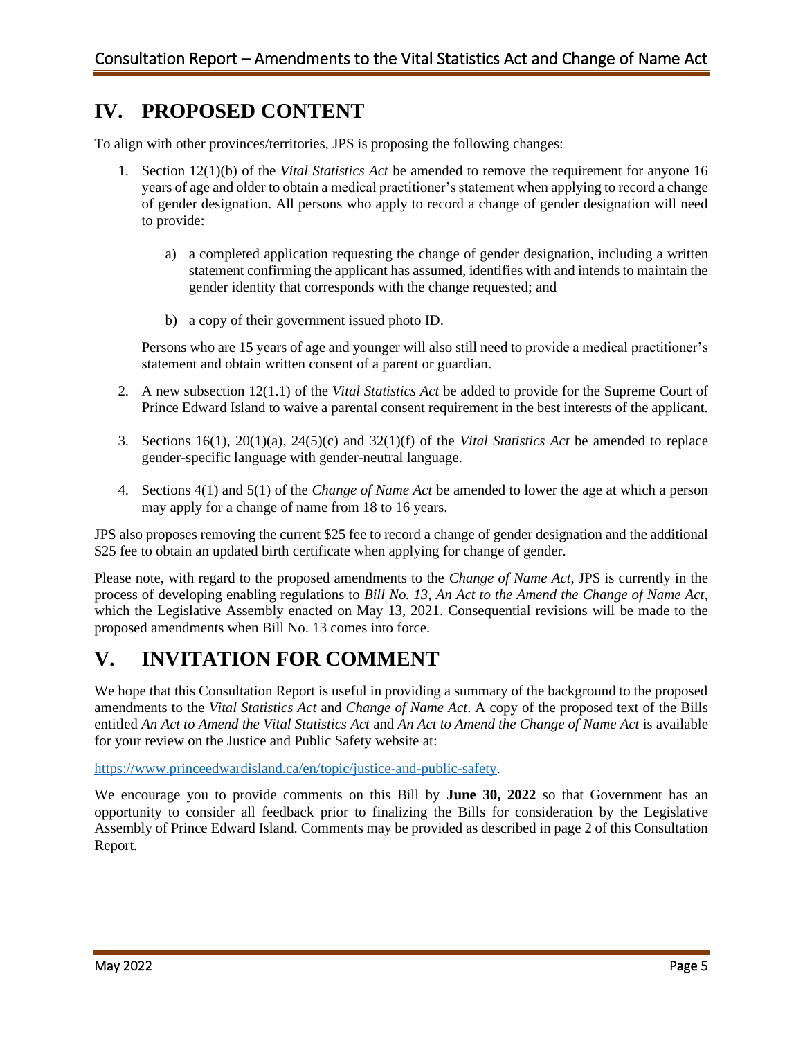## IV. PROPOSED CONTENT

To align with other provinces/territories, JPS is proposing the following changes:

1. Section 12(1)(b) of the *Vital Statistics Act* be amended to remove the requirement for anyone 16 years of age and older to obtain a medical practitioner's statement when applying to record a change of gender designation. All persons who apply to record a change of gender designation will need to provide:

    a) a completed application requesting the change of gender designation, including a written statement confirming the applicant has assumed, identifies with and intends to maintain the gender identity that corresponds with the change requested; and

    b) a copy of their government issued photo ID.

    Persons who are 15 years of age and younger will also still need to provide a medical practitioner's statement and obtain written consent of a parent or guardian.

2. A new subsection 12(1.1) of the *Vital Statistics Act* be added to provide for the Supreme Court of Prince Edward Island to waive a parental consent requirement in the best interests of the applicant.

3. Sections 16(1), 20(1)(a), 24(5)(c) and 32(1)(f) of the *Vital Statistics Act* be amended to replace gender-specific language with gender-neutral language.

4. Sections 4(1) and 5(1) of the *Change of Name Act* be amended to lower the age at which a person may apply for a change of name from 18 to 16 years.

JPS also proposes removing the current $25 fee to record a change of gender designation and the additional $25 fee to obtain an updated birth certificate when applying for change of gender.

Please note, with regard to the proposed amendments to the *Change of Name Act*, JPS is currently in the process of developing enabling regulations to *Bill No. 13, An Act to the Amend the Change of Name Act*, which the Legislative Assembly enacted on May 13, 2021. Consequential revisions will be made to the proposed amendments when Bill No. 13 comes into force.

## V. INVITATION FOR COMMENT

We hope that this Consultation Report is useful in providing a summary of the background to the proposed amendments to the *Vital Statistics Act* and *Change of Name Act*. A copy of the proposed text of the Bills entitled *An Act to Amend the Vital Statistics Act* and *An Act to Amend the Change of Name Act* is available for your review on the Justice and Public Safety website at:

https://www.princeedwardisland.ca/en/topic/justice-and-public-safety.

We encourage you to provide comments on this Bill by **June 30, 2022** so that Government has an opportunity to consider all feedback prior to finalizing the Bills for consideration by the Legislative Assembly of Prince Edward Island. Comments may be provided as described in page 2 of this Consultation Report.